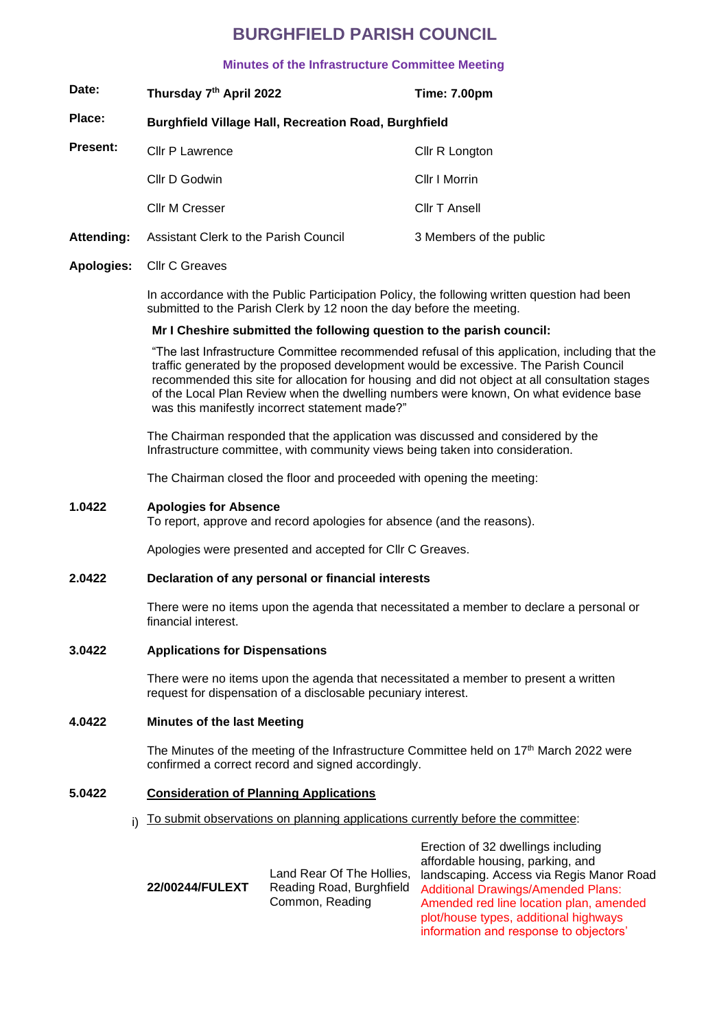# BURGHFIELD PARISH COUNCIL

### Minutes of the Infrastructure Committee Meeting

| | | |
|---|---|---|
| **Date:** | **Thursday 7th April 2022** | **Time: 7.00pm** |
| **Place:** | **Burghfield Village Hall, Recreation Road, Burghfield** | |
| **Present:** | Cllr P Lawrence | Cllr R Longton |
| | Cllr D Godwin | Cllr I Morrin |
| | Cllr M Cresser | Cllr T Ansell |
| **Attending:** | Assistant Clerk to the Parish Council | 3 Members of the public |
| **Apologies:** | Cllr C Greaves | |

In accordance with the Public Participation Policy, the following written question had been submitted to the Parish Clerk by 12 noon the day before the meeting.

**Mr I Cheshire submitted the following question to the parish council:**

"The last Infrastructure Committee recommended refusal of this application, including that the traffic generated by the proposed development would be excessive. The Parish Council recommended this site for allocation for housing and did not object at all consultation stages of the Local Plan Review when the dwelling numbers were known, On what evidence base was this manifestly incorrect statement made?"

The Chairman responded that the application was discussed and considered by the Infrastructure committee, with community views being taken into consideration.

The Chairman closed the floor and proceeded with opening the meeting:

**1.0422 Apologies for Absence**

To report, approve and record apologies for absence (and the reasons).

Apologies were presented and accepted for Cllr C Greaves.

**2.0422 Declaration of any personal or financial interests**

There were no items upon the agenda that necessitated a member to declare a personal or financial interest.

**3.0422 Applications for Dispensations**

There were no items upon the agenda that necessitated a member to present a written request for dispensation of a disclosable pecuniary interest.

**4.0422 Minutes of the last Meeting**

The Minutes of the meeting of the Infrastructure Committee held on 17th March 2022 were confirmed a correct record and signed accordingly.

**5.0422 Consideration of Planning Applications**

i) To submit observations on planning applications currently before the committee:

| | | |
|---|---|---|
| **22/00244/FULEXT** | Land Rear Of The Hollies, Reading Road, Burghfield Common, Reading | Erection of 32 dwellings including affordable housing, parking, and landscaping. Access via Regis Manor Road Additional Drawings/Amended Plans: Amended red line location plan, amended plot/house types, additional highways information and response to objectors' |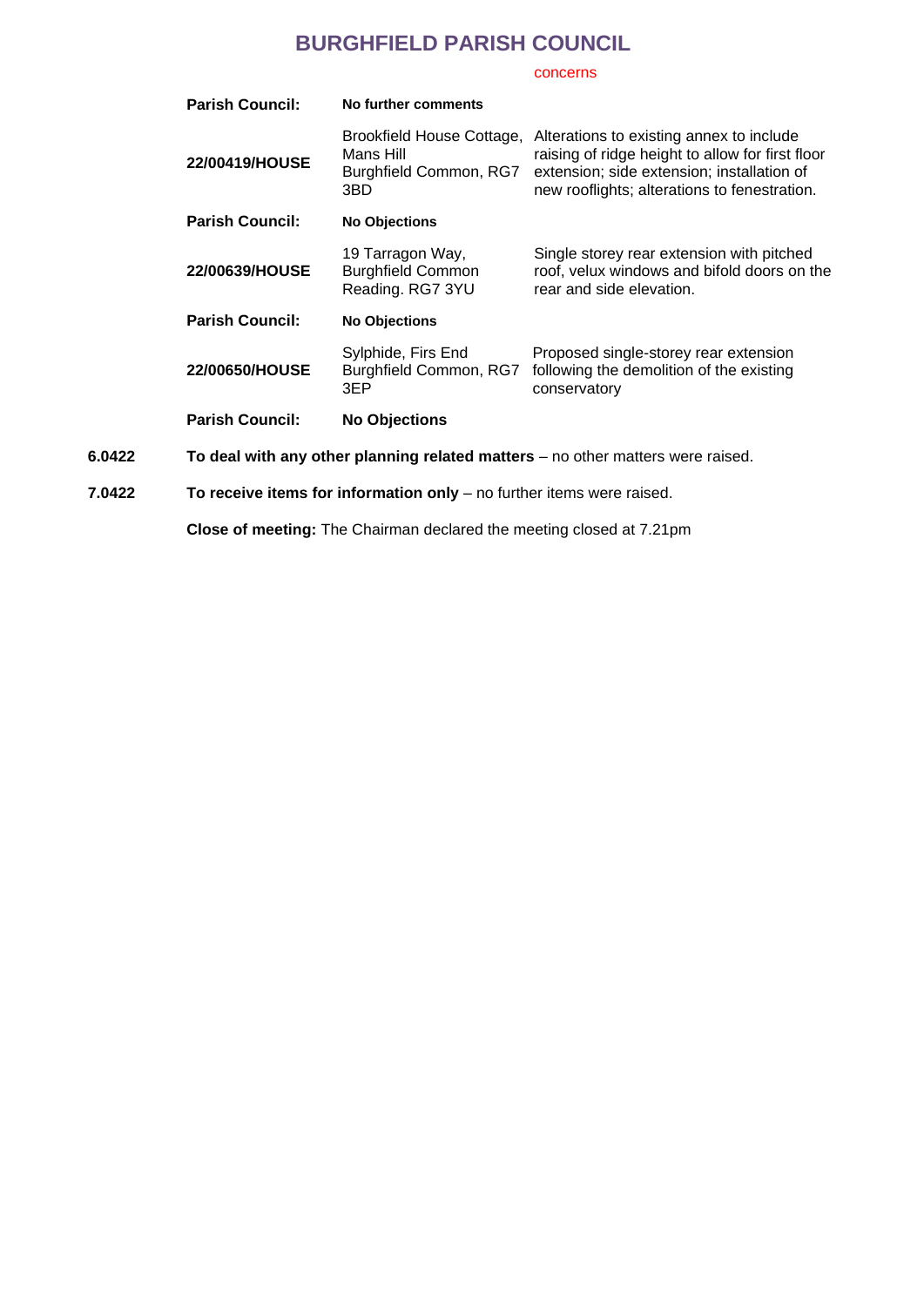# BURGHFIELD PARISH COUNCIL

| | | |
|---|---|---|
| | | concerns |
| **Parish Council:** | **No further comments** | |
| **22/00419/HOUSE** | Brookfield House Cottage, Mans Hill Burghfield Common, RG7 3BD | Alterations to existing annex to include raising of ridge height to allow for first floor extension; side extension; installation of new rooflights; alterations to fenestration. |
| **Parish Council:** | **No Objections** | |
| **22/00639/HOUSE** | 19 Tarragon Way, Burghfield Common Reading. RG7 3YU | Single storey rear extension with pitched roof, velux windows and bifold doors on the rear and side elevation. |
| **Parish Council:** | **No Objections** | |
| **22/00650/HOUSE** | Sylphide, Firs End Burghfield Common, RG7 3EP | Proposed single-storey rear extension following the demolition of the existing conservatory |
| **Parish Council:** | **No Objections** | |

**6.0422** **To deal with any other planning related matters** – no other matters were raised.

**7.0422** **To receive items for information only** – no further items were raised.

**Close of meeting:** The Chairman declared the meeting closed at 7.21pm